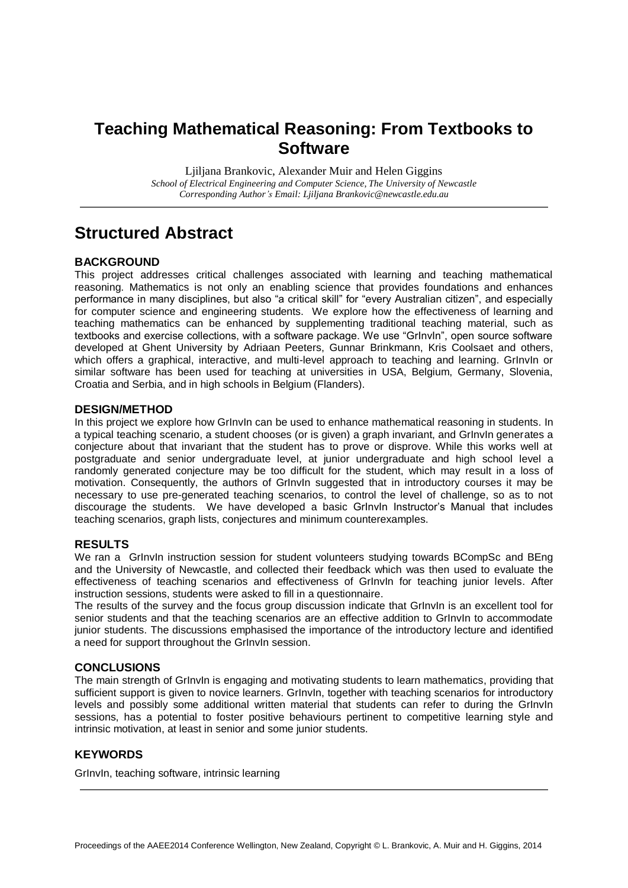# Teaching Mathematical Reasoning: From Textbooks to Software

Ljiljana Brankovic, Alexander Muir and Helen Giggins

*School of Electrical Engineering and Computer Science, The University of Newcastle*

*Corresponding Author's Email: Ljiljana Brankovic@newcastle.edu.au*

# Structured Abstract

### BACKGROUND

This project addresses critical challenges associated with learning and teaching mathematical reasoning. Mathematics is not only an enabling science that provides foundations and enhances performance in many disciplines, but also "a critical skill" for "every Australian citizen", and especially for computer science and engineering students. We explore how the effectiveness of learning and teaching mathematics can be enhanced by supplementing traditional teaching material, such as textbooks and exercise collections, with a software package. We use "GrInvIn", open source software developed at Ghent University by Adriaan Peeters, Gunnar Brinkmann, Kris Coolsaet and others, which offers a graphical, interactive, and multi-level approach to teaching and learning. GrInvIn or similar software has been used for teaching at universities in USA, Belgium, Germany, Slovenia, Croatia and Serbia, and in high schools in Belgium (Flanders).

### DESIGN/METHOD

In this project we explore how GrInvIn can be used to enhance mathematical reasoning in students. In a typical teaching scenario, a student chooses (or is given) a graph invariant, and GrInvIn generates a conjecture about that invariant that the student has to prove or disprove. While this works well at postgraduate and senior undergraduate level, at junior undergraduate and high school level a randomly generated conjecture may be too difficult for the student, which may result in a loss of motivation. Consequently, the authors of GrInvIn suggested that in introductory courses it may be necessary to use pre-generated teaching scenarios, to control the level of challenge, so as to not discourage the students. We have developed a basic GrInvIn Instructor's Manual that includes teaching scenarios, graph lists, conjectures and minimum counterexamples.

### RESULTS

We ran a GrInvIn instruction session for student volunteers studying towards BCompSc and BEng and the University of Newcastle, and collected their feedback which was then used to evaluate the effectiveness of teaching scenarios and effectiveness of GrInvIn for teaching junior levels. After instruction sessions, students were asked to fill in a questionnaire.

The results of the survey and the focus group discussion indicate that GrInvIn is an excellent tool for senior students and that the teaching scenarios are an effective addition to GrInvIn to accommodate junior students. The discussions emphasised the importance of the introductory lecture and identified a need for support throughout the GrInvIn session.

### CONCLUSIONS

The main strength of GrInvIn is engaging and motivating students to learn mathematics, providing that sufficient support is given to novice learners. GrInvIn, together with teaching scenarios for introductory levels and possibly some additional written material that students can refer to during the GrInvIn sessions, has a potential to foster positive behaviours pertinent to competitive learning style and intrinsic motivation, at least in senior and some junior students.

### KEYWORDS

GrInvIn, teaching software, intrinsic learning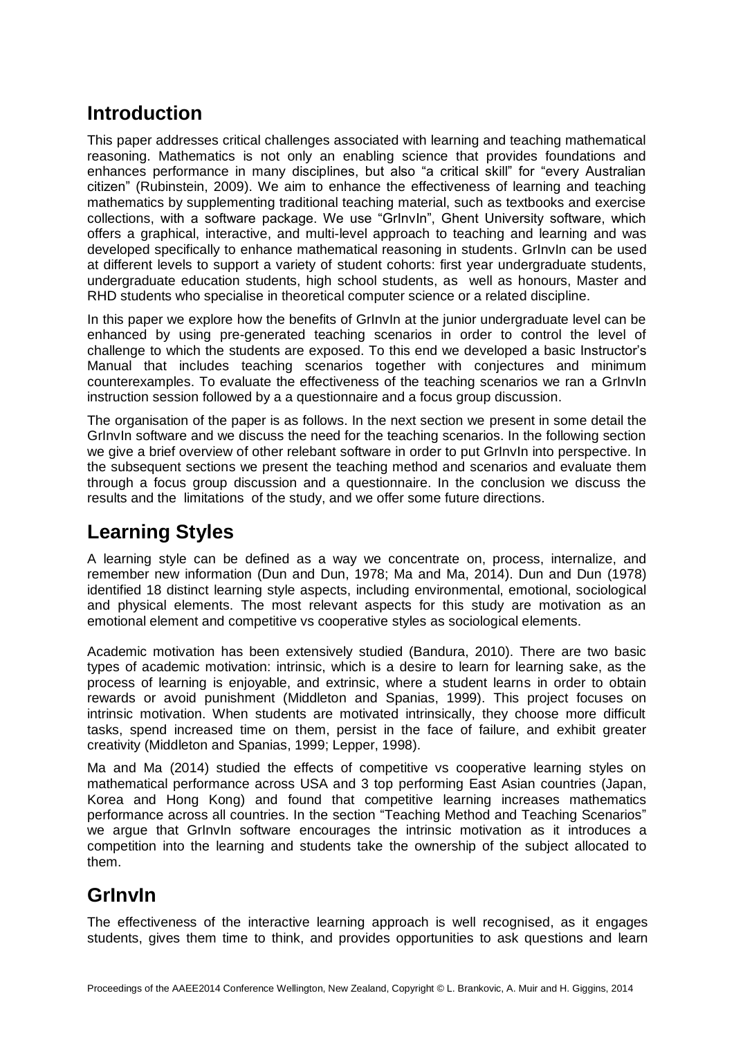## Introduction

This paper addresses critical challenges associated with learning and teaching mathematical reasoning. Mathematics is not only an enabling science that provides foundations and enhances performance in many disciplines, but also "a critical skill" for "every Australian citizen" (Rubinstein, 2009). We aim to enhance the effectiveness of learning and teaching mathematics by supplementing traditional teaching material, such as textbooks and exercise collections, with a software package. We use "GrInvIn", Ghent University software, which offers a graphical, interactive, and multi-level approach to teaching and learning and was developed specifically to enhance mathematical reasoning in students. GrInvIn can be used at different levels to support a variety of student cohorts: first year undergraduate students, undergraduate education students, high school students, as well as honours, Master and RHD students who specialise in theoretical computer science or a related discipline.

In this paper we explore how the benefits of GrInvIn at the junior undergraduate level can be enhanced by using pre-generated teaching scenarios in order to control the level of challenge to which the students are exposed. To this end we developed a basic Instructor's Manual that includes teaching scenarios together with conjectures and minimum counterexamples. To evaluate the effectiveness of the teaching scenarios we ran a GrInvIn instruction session followed by a a questionnaire and a focus group discussion.

The organisation of the paper is as follows. In the next section we present in some detail the GrInvIn software and we discuss the need for the teaching scenarios. In the following section we give a brief overview of other relebant software in order to put GrInvIn into perspective. In the subsequent sections we present the teaching method and scenarios and evaluate them through a focus group discussion and a questionnaire. In the conclusion we discuss the results and the limitations of the study, and we offer some future directions.

## Learning Styles

A learning style can be defined as a way we concentrate on, process, internalize, and remember new information (Dun and Dun, 1978; Ma and Ma, 2014). Dun and Dun (1978) identified 18 distinct learning style aspects, including environmental, emotional, sociological and physical elements. The most relevant aspects for this study are motivation as an emotional element and competitive vs cooperative styles as sociological elements.

Academic motivation has been extensively studied (Bandura, 2010). There are two basic types of academic motivation: intrinsic, which is a desire to learn for learning sake, as the process of learning is enjoyable, and extrinsic, where a student learns in order to obtain rewards or avoid punishment (Middleton and Spanias, 1999). This project focuses on intrinsic motivation. When students are motivated intrinsically, they choose more difficult tasks, spend increased time on them, persist in the face of failure, and exhibit greater creativity (Middleton and Spanias, 1999; Lepper, 1998).

Ma and Ma (2014) studied the effects of competitive vs cooperative learning styles on mathematical performance across USA and 3 top performing East Asian countries (Japan, Korea and Hong Kong) and found that competitive learning increases mathematics performance across all countries. In the section "Teaching Method and Teaching Scenarios" we argue that GrInvIn software encourages the intrinsic motivation as it introduces a competition into the learning and students take the ownership of the subject allocated to them.

## GrInvIn

The effectiveness of the interactive learning approach is well recognised, as it engages students, gives them time to think, and provides opportunities to ask questions and learn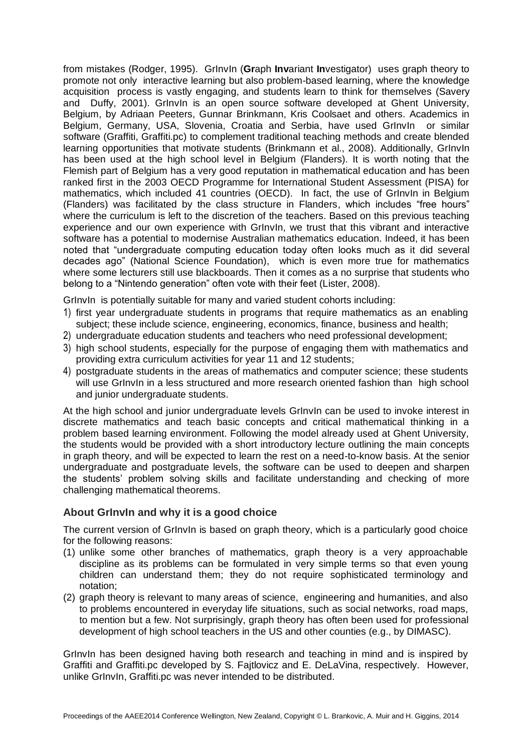from mistakes (Rodger, 1995). GrInvIn (**Gr**aph **Inv**ariant **In**vestigator) uses graph theory to promote not only interactive learning but also problem-based learning, where the knowledge acquisition process is vastly engaging, and students learn to think for themselves (Savery and Duffy, 2001). GrInvIn is an open source software developed at Ghent University, Belgium, by Adriaan Peeters, Gunnar Brinkmann, Kris Coolsaet and others. Academics in Belgium, Germany, USA, Slovenia, Croatia and Serbia, have used GrInvIn or similar software (Graffiti, Graffiti.pc) to complement traditional teaching methods and create blended learning opportunities that motivate students (Brinkmann et al., 2008). Additionally, GrInvIn has been used at the high school level in Belgium (Flanders). It is worth noting that the Flemish part of Belgium has a very good reputation in mathematical education and has been ranked first in the 2003 OECD Programme for International Student Assessment (PISA) for mathematics, which included 41 countries (OECD). In fact, the use of GrInvIn in Belgium (Flanders) was facilitated by the class structure in Flanders, which includes "free hours" where the curriculum is left to the discretion of the teachers. Based on this previous teaching experience and our own experience with GrInvIn, we trust that this vibrant and interactive software has a potential to modernise Australian mathematics education. Indeed, it has been noted that "undergraduate computing education today often looks much as it did several decades ago" (National Science Foundation), which is even more true for mathematics where some lecturers still use blackboards. Then it comes as a no surprise that students who belong to a "Nintendo generation" often vote with their feet (Lister, 2008).

GrInvIn is potentially suitable for many and varied student cohorts including:

1) first year undergraduate students in programs that require mathematics as an enabling subject; these include science, engineering, economics, finance, business and health;
2) undergraduate education students and teachers who need professional development;
3) high school students, especially for the purpose of engaging them with mathematics and providing extra curriculum activities for year 11 and 12 students;
4) postgraduate students in the areas of mathematics and computer science; these students will use GrInvIn in a less structured and more research oriented fashion than high school and junior undergraduate students.

At the high school and junior undergraduate levels GrInvIn can be used to invoke interest in discrete mathematics and teach basic concepts and critical mathematical thinking in a problem based learning environment. Following the model already used at Ghent University, the students would be provided with a short introductory lecture outlining the main concepts in graph theory, and will be expected to learn the rest on a need-to-know basis. At the senior undergraduate and postgraduate levels, the software can be used to deepen and sharpen the students' problem solving skills and facilitate understanding and checking of more challenging mathematical theorems.

### About GrInvIn and why it is a good choice

The current version of GrInvIn is based on graph theory, which is a particularly good choice for the following reasons:

(1) unlike some other branches of mathematics, graph theory is a very approachable discipline as its problems can be formulated in very simple terms so that even young children can understand them; they do not require sophisticated terminology and notation;

(2) graph theory is relevant to many areas of science, engineering and humanities, and also to problems encountered in everyday life situations, such as social networks, road maps, to mention but a few. Not surprisingly, graph theory has often been used for professional development of high school teachers in the US and other counties (e.g., by DIMASC).

GrInvIn has been designed having both research and teaching in mind and is inspired by Graffiti and Graffiti.pc developed by S. Fajtlovicz and E. DeLaVina, respectively. However, unlike GrInvIn, Graffiti.pc was never intended to be distributed.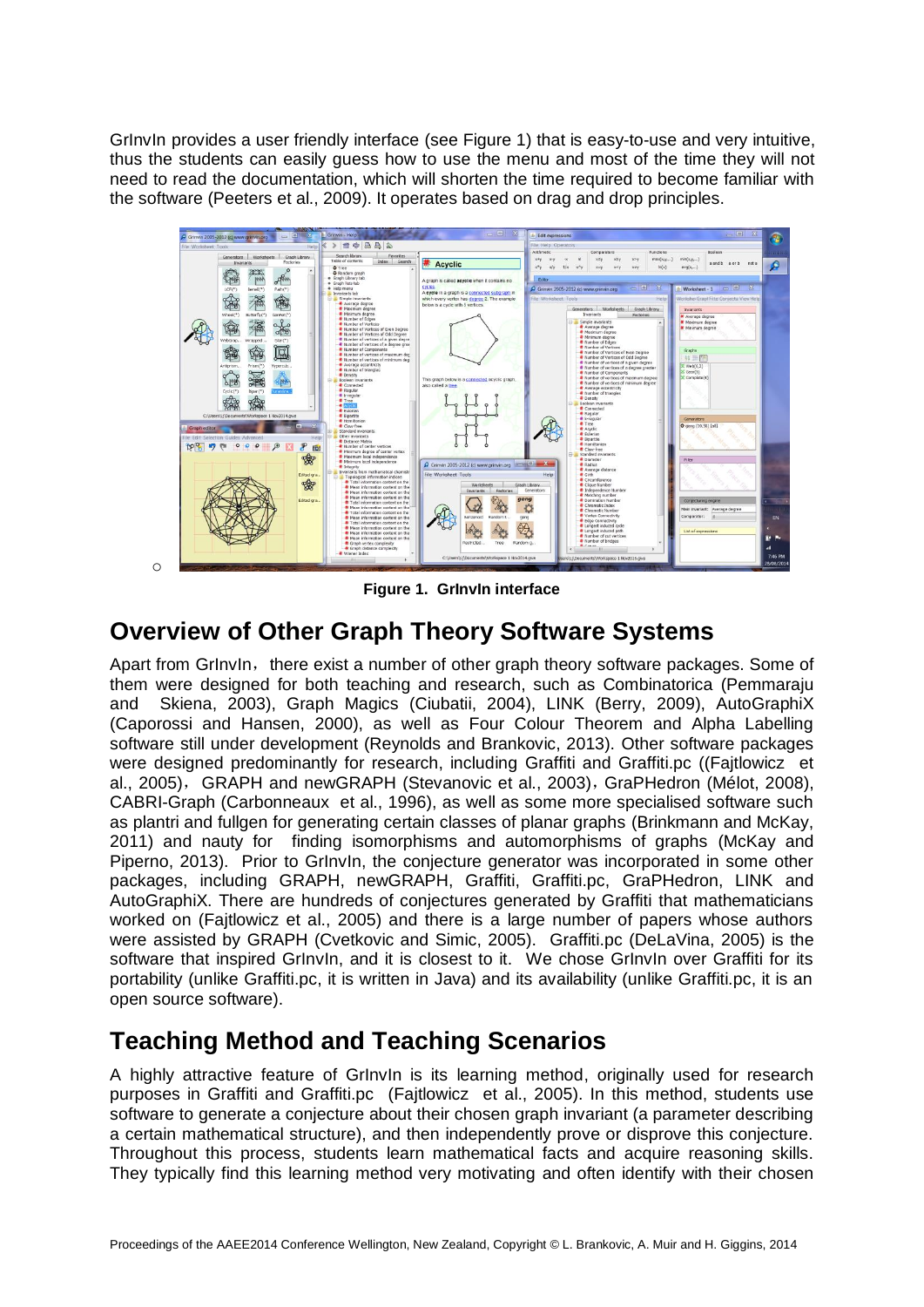GrInvIn provides a user friendly interface (see Figure 1) that is easy-to-use and very intuitive, thus the students can easily guess how to use the menu and most of the time they will not need to read the documentation, which will shorten the time required to become familiar with the software (Peeters et al., 2009). It operates based on drag and drop principles.

**Figure 1. GrInvIn interface**

## Overview of Other Graph Theory Software Systems

Apart from GrInvIn, there exist a number of other graph theory software packages. Some of them were designed for both teaching and research, such as Combinatorica (Pemmaraju and Skiena, 2003), Graph Magics (Ciubatii, 2004), LINK (Berry, 2009), AutoGraphiX (Caporossi and Hansen, 2000), as well as Four Colour Theorem and Alpha Labelling software still under development (Reynolds and Brankovic, 2013). Other software packages were designed predominantly for research, including Graffiti and Graffiti.pc ((Fajtlowicz et al., 2005), GRAPH and newGRAPH (Stevanovic et al., 2003), GraPHedron (Mélot, 2008), CABRI-Graph (Carbonneaux et al., 1996), as well as some more specialised software such as plantri and fullgen for generating certain classes of planar graphs (Brinkmann and McKay, 2011) and nauty for finding isomorphisms and automorphisms of graphs (McKay and Piperno, 2013). Prior to GrInvIn, the conjecture generator was incorporated in some other packages, including GRAPH, newGRAPH, Graffiti, Graffiti.pc, GraPHedron, LINK and AutoGraphiX. There are hundreds of conjectures generated by Graffiti that mathematicians worked on (Fajtlowicz et al., 2005) and there is a large number of papers whose authors were assisted by GRAPH (Cvetkovic and Simic, 2005). Graffiti.pc (DeLaVina, 2005) is the software that inspired GrInvIn, and it is closest to it. We chose GrInvIn over Graffiti for its portability (unlike Graffiti.pc, it is written in Java) and its availability (unlike Graffiti.pc, it is an open source software).

## Teaching Method and Teaching Scenarios

A highly attractive feature of GrInvIn is its learning method, originally used for research purposes in Graffiti and Graffiti.pc (Fajtlowicz et al., 2005). In this method, students use software to generate a conjecture about their chosen graph invariant (a parameter describing a certain mathematical structure), and then independently prove or disprove this conjecture. Throughout this process, students learn mathematical facts and acquire reasoning skills. They typically find this learning method very motivating and often identify with their chosen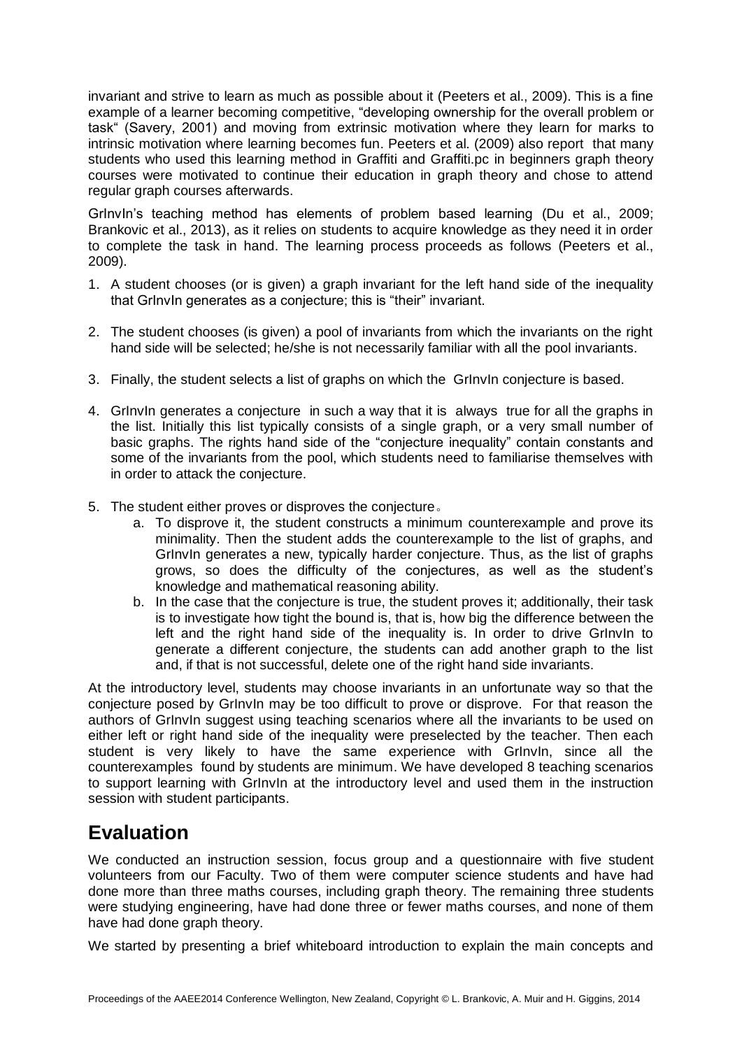invariant and strive to learn as much as possible about it (Peeters et al., 2009). This is a fine example of a learner becoming competitive, "developing ownership for the overall problem or task" (Savery, 2001) and moving from extrinsic motivation where they learn for marks to intrinsic motivation where learning becomes fun. Peeters et al. (2009) also report that many students who used this learning method in Graffiti and Graffiti.pc in beginners graph theory courses were motivated to continue their education in graph theory and chose to attend regular graph courses afterwards.

GrInvIn's teaching method has elements of problem based learning (Du et al., 2009; Brankovic et al., 2013), as it relies on students to acquire knowledge as they need it in order to complete the task in hand. The learning process proceeds as follows (Peeters et al., 2009).

1. A student chooses (or is given) a graph invariant for the left hand side of the inequality that GrInvIn generates as a conjecture; this is "their" invariant.

2. The student chooses (is given) a pool of invariants from which the invariants on the right hand side will be selected; he/she is not necessarily familiar with all the pool invariants.

3. Finally, the student selects a list of graphs on which the GrInvIn conjecture is based.

4. GrInvIn generates a conjecture in such a way that it is always true for all the graphs in the list. Initially this list typically consists of a single graph, or a very small number of basic graphs. The rights hand side of the "conjecture inequality" contain constants and some of the invariants from the pool, which students need to familiarise themselves with in order to attack the conjecture.

5. The student either proves or disproves the conjecture。
   a. To disprove it, the student constructs a minimum counterexample and prove its minimality. Then the student adds the counterexample to the list of graphs, and GrInvIn generates a new, typically harder conjecture. Thus, as the list of graphs grows, so does the difficulty of the conjectures, as well as the student's knowledge and mathematical reasoning ability.
   b. In the case that the conjecture is true, the student proves it; additionally, their task is to investigate how tight the bound is, that is, how big the difference between the left and the right hand side of the inequality is. In order to drive GrInvIn to generate a different conjecture, the students can add another graph to the list and, if that is not successful, delete one of the right hand side invariants.

At the introductory level, students may choose invariants in an unfortunate way so that the conjecture posed by GrInvIn may be too difficult to prove or disprove. For that reason the authors of GrInvIn suggest using teaching scenarios where all the invariants to be used on either left or right hand side of the inequality were preselected by the teacher. Then each student is very likely to have the same experience with GrInvIn, since all the counterexamples found by students are minimum. We have developed 8 teaching scenarios to support learning with GrInvIn at the introductory level and used them in the instruction session with student participants.

## Evaluation

We conducted an instruction session, focus group and a questionnaire with five student volunteers from our Faculty. Two of them were computer science students and have had done more than three maths courses, including graph theory. The remaining three students were studying engineering, have had done three or fewer maths courses, and none of them have had done graph theory.

We started by presenting a brief whiteboard introduction to explain the main concepts and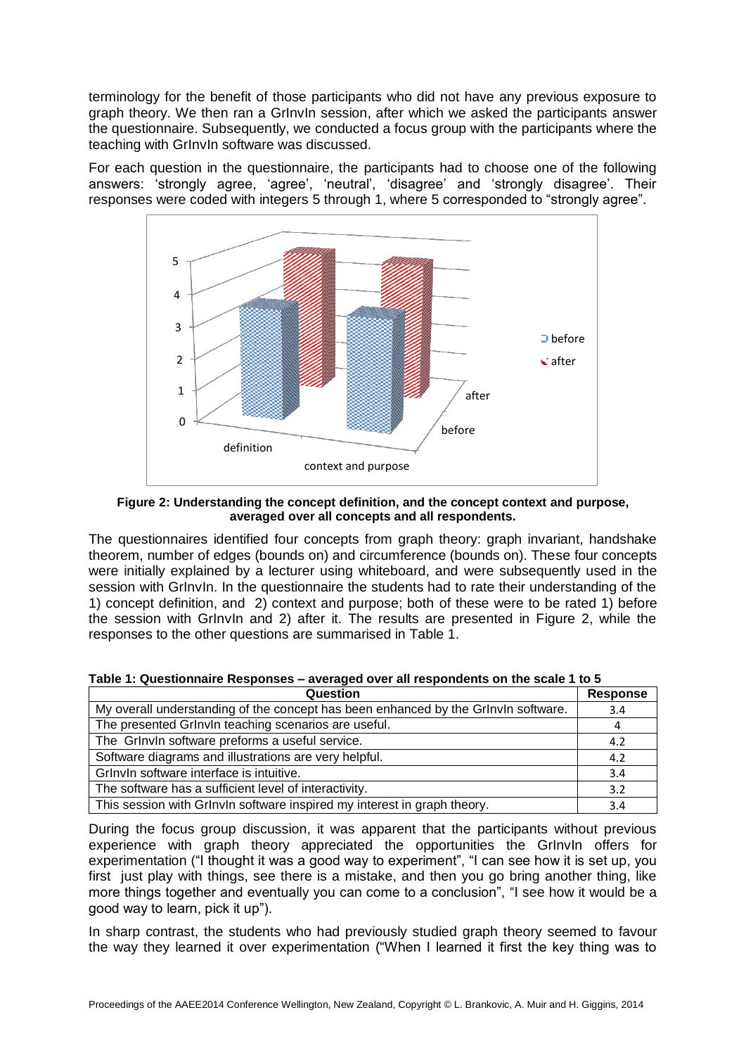terminology for the benefit of those participants who did not have any previous exposure to graph theory. We then ran a GrInvIn session, after which we asked the participants answer the questionnaire. Subsequently, we conducted a focus group with the participants where the teaching with GrInvIn software was discussed.

For each question in the questionnaire, the participants had to choose one of the following answers: 'strongly agree, 'agree', 'neutral', 'disagree' and 'strongly disagree'. Their responses were coded with integers 5 through 1, where 5 corresponded to "strongly agree".

**Figure 2: Understanding the concept definition, and the concept context and purpose, averaged over all concepts and all respondents.**

The questionnaires identified four concepts from graph theory: graph invariant, handshake theorem, number of edges (bounds on) and circumference (bounds on). These four concepts were initially explained by a lecturer using whiteboard, and were subsequently used in the session with GrInvIn. In the questionnaire the students had to rate their understanding of the 1) concept definition, and 2) context and purpose; both of these were to be rated 1) before the session with GrInvIn and 2) after it. The results are presented in Figure 2, while the responses to the other questions are summarised in Table 1.

**Table 1: Questionnaire Responses – averaged over all respondents on the scale 1 to 5**

| Question | Response |
|---|---|
| My overall understanding of the concept has been enhanced by the GrInvIn software. | 3.4 |
| The presented GrInvIn teaching scenarios are useful. | 4 |
| The GrInvIn software preforms a useful service. | 4.2 |
| Software diagrams and illustrations are very helpful. | 4.2 |
| GrInvIn software interface is intuitive. | 3.4 |
| The software has a sufficient level of interactivity. | 3.2 |
| This session with GrInvIn software inspired my interest in graph theory. | 3.4 |

During the focus group discussion, it was apparent that the participants without previous experience with graph theory appreciated the opportunities the GrInvIn offers for experimentation ("I thought it was a good way to experiment", "I can see how it is set up, you first just play with things, see there is a mistake, and then you go bring another thing, like more things together and eventually you can come to a conclusion", "I see how it would be a good way to learn, pick it up").

In sharp contrast, the students who had previously studied graph theory seemed to favour the way they learned it over experimentation ("When I learned it first the key thing was to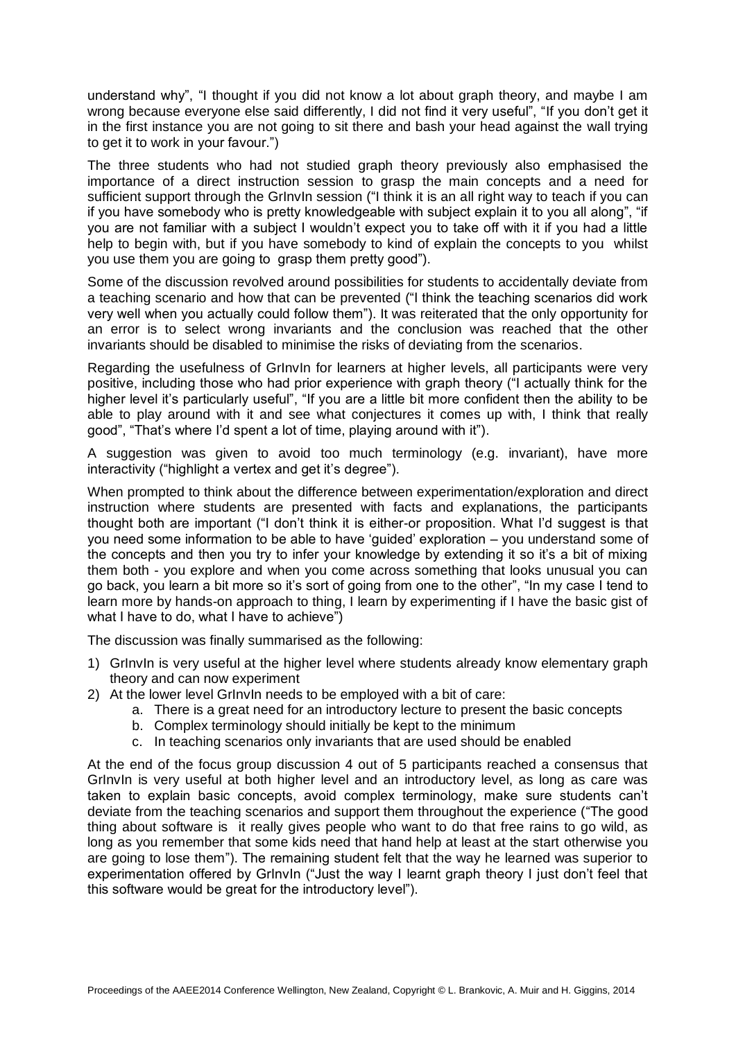understand why", "I thought if you did not know a lot about graph theory, and maybe I am wrong because everyone else said differently, I did not find it very useful", "If you don't get it in the first instance you are not going to sit there and bash your head against the wall trying to get it to work in your favour.")

The three students who had not studied graph theory previously also emphasised the importance of a direct instruction session to grasp the main concepts and a need for sufficient support through the GrInvIn session ("I think it is an all right way to teach if you can if you have somebody who is pretty knowledgeable with subject explain it to you all along", "if you are not familiar with a subject I wouldn't expect you to take off with it if you had a little help to begin with, but if you have somebody to kind of explain the concepts to you whilst you use them you are going to grasp them pretty good").

Some of the discussion revolved around possibilities for students to accidentally deviate from a teaching scenario and how that can be prevented ("I think the teaching scenarios did work very well when you actually could follow them"). It was reiterated that the only opportunity for an error is to select wrong invariants and the conclusion was reached that the other invariants should be disabled to minimise the risks of deviating from the scenarios.

Regarding the usefulness of GrInvIn for learners at higher levels, all participants were very positive, including those who had prior experience with graph theory ("I actually think for the higher level it's particularly useful", "If you are a little bit more confident then the ability to be able to play around with it and see what conjectures it comes up with, I think that really good", "That's where I'd spent a lot of time, playing around with it").

A suggestion was given to avoid too much terminology (e.g. invariant), have more interactivity ("highlight a vertex and get it's degree").

When prompted to think about the difference between experimentation/exploration and direct instruction where students are presented with facts and explanations, the participants thought both are important ("I don't think it is either-or proposition. What I'd suggest is that you need some information to be able to have 'guided' exploration – you understand some of the concepts and then you try to infer your knowledge by extending it so it's a bit of mixing them both - you explore and when you come across something that looks unusual you can go back, you learn a bit more so it's sort of going from one to the other", "In my case I tend to learn more by hands-on approach to thing, I learn by experimenting if I have the basic gist of what I have to do, what I have to achieve")

The discussion was finally summarised as the following:

1) GrInvIn is very useful at the higher level where students already know elementary graph theory and can now experiment
2) At the lower level GrInvIn needs to be employed with a bit of care:
    a. There is a great need for an introductory lecture to present the basic concepts
    b. Complex terminology should initially be kept to the minimum
    c. In teaching scenarios only invariants that are used should be enabled

At the end of the focus group discussion 4 out of 5 participants reached a consensus that GrInvIn is very useful at both higher level and an introductory level, as long as care was taken to explain basic concepts, avoid complex terminology, make sure students can't deviate from the teaching scenarios and support them throughout the experience ("The good thing about software is it really gives people who want to do that free rains to go wild, as long as you remember that some kids need that hand help at least at the start otherwise you are going to lose them"). The remaining student felt that the way he learned was superior to experimentation offered by GrInvIn ("Just the way I learnt graph theory I just don't feel that this software would be great for the introductory level").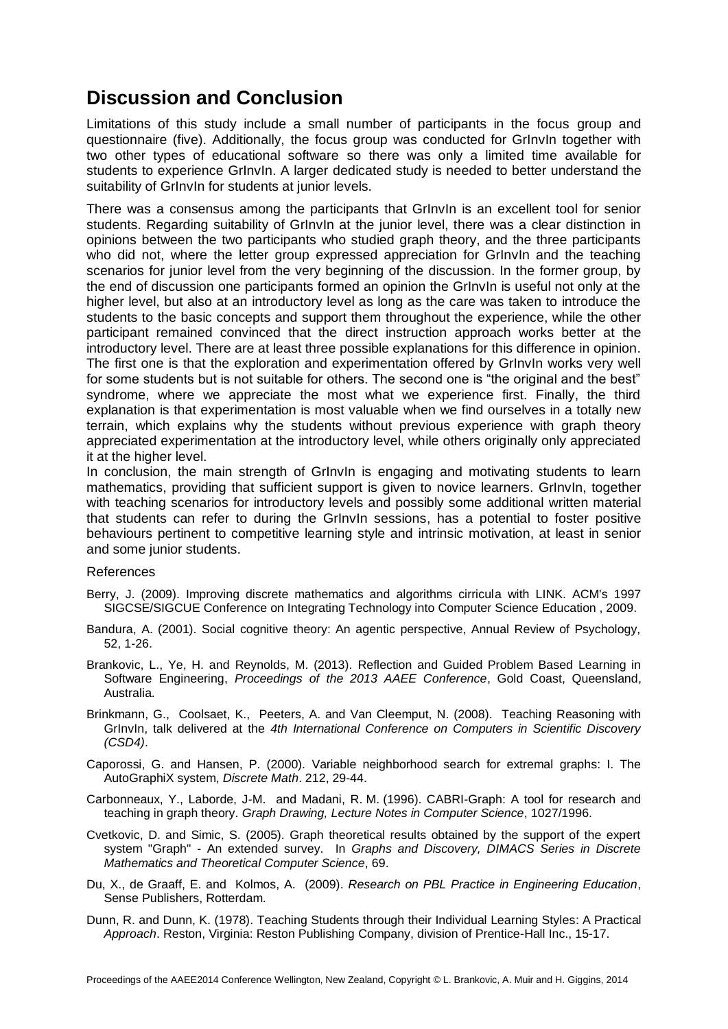## Discussion and Conclusion

Limitations of this study include a small number of participants in the focus group and questionnaire (five). Additionally, the focus group was conducted for GrInvIn together with two other types of educational software so there was only a limited time available for students to experience GrInvIn. A larger dedicated study is needed to better understand the suitability of GrInvIn for students at junior levels.

There was a consensus among the participants that GrInvIn is an excellent tool for senior students. Regarding suitability of GrInvIn at the junior level, there was a clear distinction in opinions between the two participants who studied graph theory, and the three participants who did not, where the letter group expressed appreciation for GrInvIn and the teaching scenarios for junior level from the very beginning of the discussion. In the former group, by the end of discussion one participants formed an opinion the GrInvIn is useful not only at the higher level, but also at an introductory level as long as the care was taken to introduce the students to the basic concepts and support them throughout the experience, while the other participant remained convinced that the direct instruction approach works better at the introductory level. There are at least three possible explanations for this difference in opinion. The first one is that the exploration and experimentation offered by GrInvIn works very well for some students but is not suitable for others. The second one is "the original and the best" syndrome, where we appreciate the most what we experience first. Finally, the third explanation is that experimentation is most valuable when we find ourselves in a totally new terrain, which explains why the students without previous experience with graph theory appreciated experimentation at the introductory level, while others originally only appreciated it at the higher level.

In conclusion, the main strength of GrInvIn is engaging and motivating students to learn mathematics, providing that sufficient support is given to novice learners. GrInvIn, together with teaching scenarios for introductory levels and possibly some additional written material that students can refer to during the GrInvIn sessions, has a potential to foster positive behaviours pertinent to competitive learning style and intrinsic motivation, at least in senior and some junior students.

References

Berry, J. (2009). Improving discrete mathematics and algorithms cirricula with LINK. ACM's 1997 SIGCSE/SIGCUE Conference on Integrating Technology into Computer Science Education , 2009.

Bandura, A. (2001). Social cognitive theory: An agentic perspective, Annual Review of Psychology, 52, 1-26.

Brankovic, L., Ye, H. and Reynolds, M. (2013). Reflection and Guided Problem Based Learning in Software Engineering, *Proceedings of the 2013 AAEE Conference*, Gold Coast, Queensland, Australia.

Brinkmann, G., Coolsaet, K., Peeters, A. and Van Cleemput, N. (2008). Teaching Reasoning with GrInvIn, talk delivered at the *4th International Conference on Computers in Scientific Discovery (CSD4)*.

Caporossi, G. and Hansen, P. (2000). Variable neighborhood search for extremal graphs: I. The AutoGraphiX system, *Discrete Math*. 212, 29-44.

Carbonneaux, Y., Laborde, J-M. and Madani, R. M. (1996). CABRI-Graph: A tool for research and teaching in graph theory. *Graph Drawing, Lecture Notes in Computer Science*, 1027/1996.

Cvetkovic, D. and Simic, S. (2005). Graph theoretical results obtained by the support of the expert system "Graph" - An extended survey. In *Graphs and Discovery, DIMACS Series in Discrete Mathematics and Theoretical Computer Science*, 69.

Du, X., de Graaff, E. and Kolmos, A. (2009). *Research on PBL Practice in Engineering Education*, Sense Publishers, Rotterdam.

Dunn, R. and Dunn, K. (1978). Teaching Students through their Individual Learning Styles: A Practical *Approach*. Reston, Virginia: Reston Publishing Company, division of Prentice-Hall Inc., 15-17.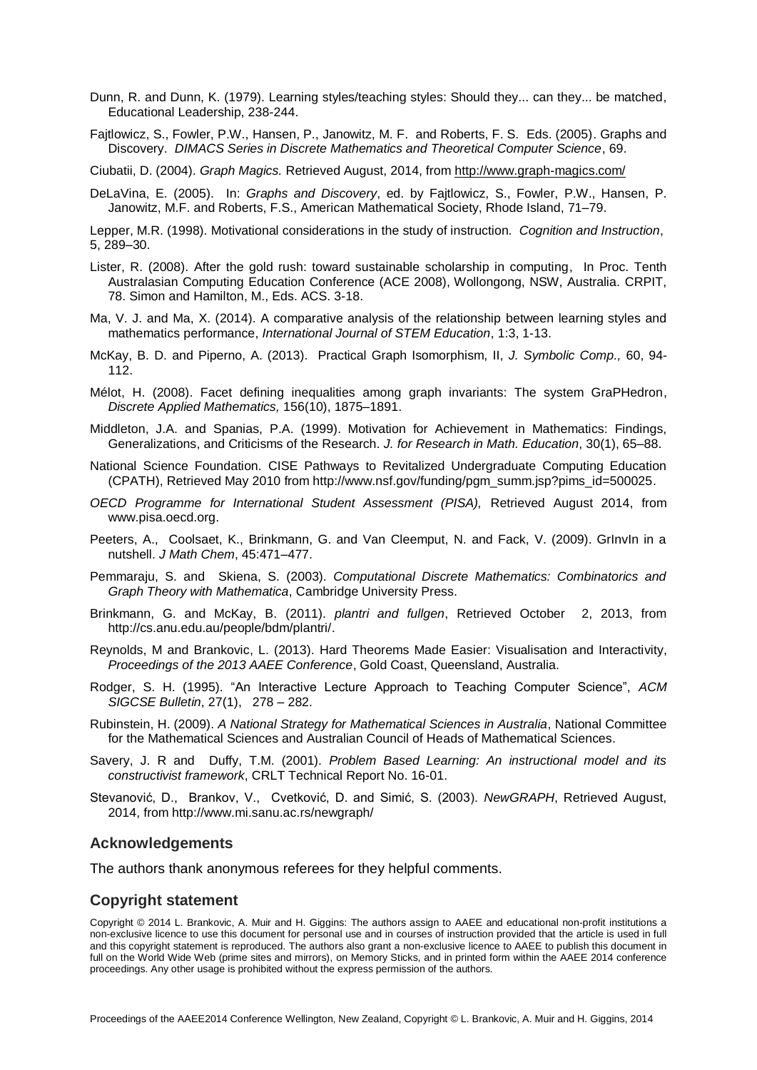Dunn, R. and Dunn, K. (1979). Learning styles/teaching styles: Should they... can they... be matched, Educational Leadership, 238-244.

Fajtlowicz, S., Fowler, P.W., Hansen, P., Janowitz, M. F. and Roberts, F. S. Eds. (2005). Graphs and Discovery. *DIMACS Series in Discrete Mathematics and Theoretical Computer Science*, 69.

Ciubatii, D. (2004). *Graph Magics.* Retrieved August, 2014, from http://www.graph-magics.com/

DeLaVina, E. (2005). In: *Graphs and Discovery*, ed. by Fajtlowicz, S., Fowler, P.W., Hansen, P. Janowitz, M.F. and Roberts, F.S., American Mathematical Society, Rhode Island, 71–79.

Lepper, M.R. (1998). Motivational considerations in the study of instruction. *Cognition and Instruction*, 5, 289–30.

Lister, R. (2008). After the gold rush: toward sustainable scholarship in computing, In Proc. Tenth Australasian Computing Education Conference (ACE 2008), Wollongong, NSW, Australia. CRPIT, 78. Simon and Hamilton, M., Eds. ACS. 3-18.

Ma, V. J. and Ma, X. (2014). A comparative analysis of the relationship between learning styles and mathematics performance, *International Journal of STEM Education*, 1:3, 1-13.

McKay, B. D. and Piperno, A. (2013). Practical Graph Isomorphism, II, *J. Symbolic Comp.,* 60, 94-112.

Mélot, H. (2008). Facet defining inequalities among graph invariants: The system GraPHedron, *Discrete Applied Mathematics,* 156(10), 1875–1891.

Middleton, J.A. and Spanias, P.A. (1999). Motivation for Achievement in Mathematics: Findings, Generalizations, and Criticisms of the Research. *J. for Research in Math. Education*, 30(1), 65–88.

National Science Foundation. CISE Pathways to Revitalized Undergraduate Computing Education (CPATH), Retrieved May 2010 from http://www.nsf.gov/funding/pgm_summ.jsp?pims_id=500025.

*OECD Programme for International Student Assessment (PISA),* Retrieved August 2014, from www.pisa.oecd.org.

Peeters, A., Coolsaet, K., Brinkmann, G. and Van Cleemput, N. and Fack, V. (2009). GrInvIn in a nutshell. *J Math Chem*, 45:471–477.

Pemmaraju, S. and Skiena, S. (2003). *Computational Discrete Mathematics: Combinatorics and Graph Theory with Mathematica*, Cambridge University Press.

Brinkmann, G. and McKay, B. (2011). *plantri and fullgen*, Retrieved October 2, 2013, from http://cs.anu.edu.au/people/bdm/plantri/.

Reynolds, M and Brankovic, L. (2013). Hard Theorems Made Easier: Visualisation and Interactivity, *Proceedings of the 2013 AAEE Conference*, Gold Coast, Queensland, Australia.

Rodger, S. H. (1995). "An Interactive Lecture Approach to Teaching Computer Science", *ACM SIGCSE Bulletin*, 27(1), 278 – 282.

Rubinstein, H. (2009). *A National Strategy for Mathematical Sciences in Australia*, National Committee for the Mathematical Sciences and Australian Council of Heads of Mathematical Sciences.

Savery, J. R and Duffy, T.M. (2001). *Problem Based Learning: An instructional model and its constructivist framework*, CRLT Technical Report No. 16-01.

Stevanović, D., Brankov, V., Cvetković, D. and Simić, S. (2003). *NewGRAPH*, Retrieved August, 2014, from http://www.mi.sanu.ac.rs/newgraph/

## Acknowledgements

The authors thank anonymous referees for they helpful comments.

## Copyright statement

Copyright © 2014 L. Brankovic, A. Muir and H. Giggins: The authors assign to AAEE and educational non-profit institutions a non-exclusive licence to use this document for personal use and in courses of instruction provided that the article is used in full and this copyright statement is reproduced. The authors also grant a non-exclusive licence to AAEE to publish this document in full on the World Wide Web (prime sites and mirrors), on Memory Sticks, and in printed form within the AAEE 2014 conference proceedings. Any other usage is prohibited without the express permission of the authors.